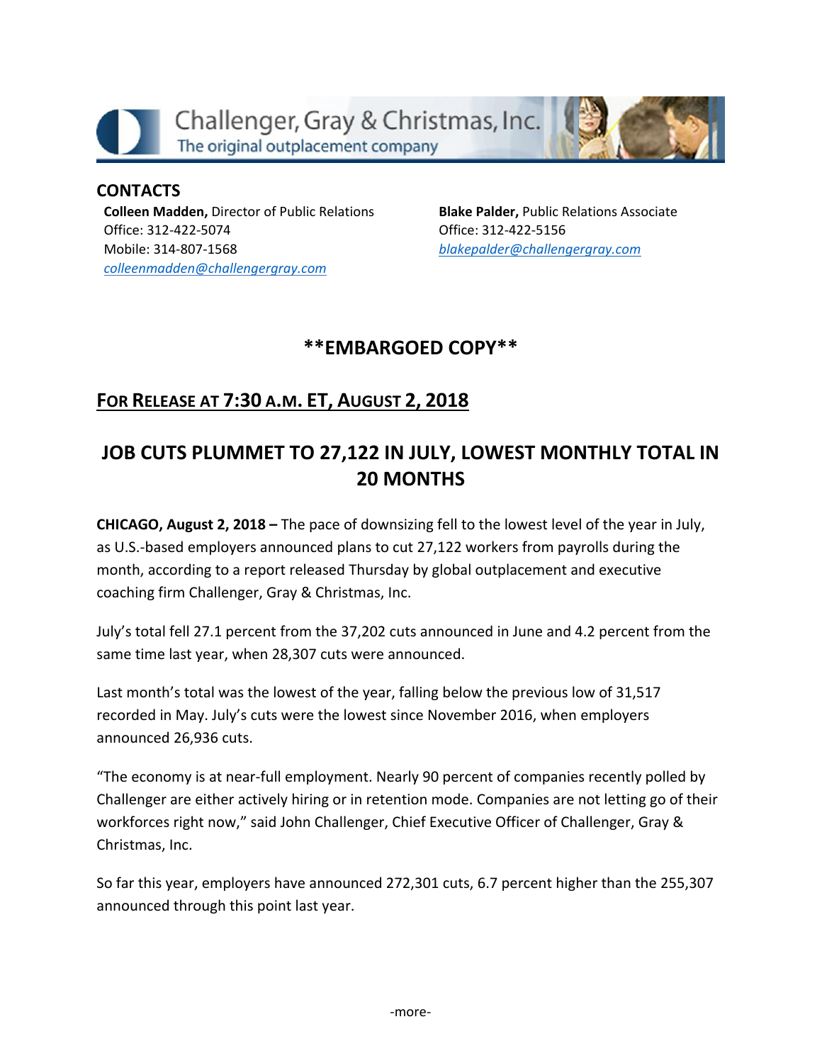Challenger, Gray & Christmas, Inc.
The original outplacement company

## CONTACTS

**Colleen Madden,** Director of Public Relations
Office: 312-422-5074
Mobile: 314-807-1568
colleenmadden@challengergray.com

**Blake Palder,** Public Relations Associate
Office: 312-422-5156
blakepalder@challengergray.com

## **EMBARGOED COPY**

## FOR RELEASE AT 7:30 A.M. ET, AUGUST 2, 2018

# JOB CUTS PLUMMET TO 27,122 IN JULY, LOWEST MONTHLY TOTAL IN 20 MONTHS

**CHICAGO, August 2, 2018 –** The pace of downsizing fell to the lowest level of the year in July, as U.S.-based employers announced plans to cut 27,122 workers from payrolls during the month, according to a report released Thursday by global outplacement and executive coaching firm Challenger, Gray & Christmas, Inc.

July's total fell 27.1 percent from the 37,202 cuts announced in June and 4.2 percent from the same time last year, when 28,307 cuts were announced.

Last month's total was the lowest of the year, falling below the previous low of 31,517 recorded in May. July's cuts were the lowest since November 2016, when employers announced 26,936 cuts.

"The economy is at near-full employment. Nearly 90 percent of companies recently polled by Challenger are either actively hiring or in retention mode. Companies are not letting go of their workforces right now," said John Challenger, Chief Executive Officer of Challenger, Gray & Christmas, Inc.

So far this year, employers have announced 272,301 cuts, 6.7 percent higher than the 255,307 announced through this point last year.

-more-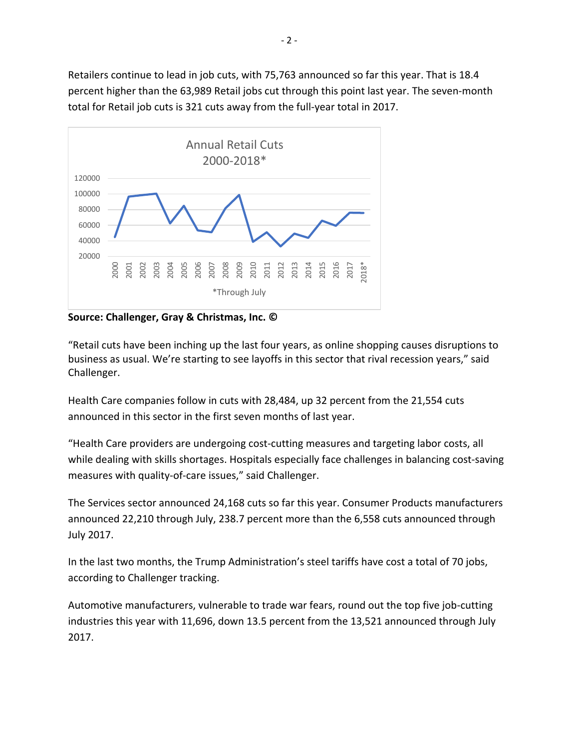Retailers continue to lead in job cuts, with 75,763 announced so far this year. That is 18.4 percent higher than the 63,989 Retail jobs cut through this point last year. The seven-month total for Retail job cuts is 321 cuts away from the full-year total in 2017.

Annual Retail Cuts 2000-2018*

*Through July

**Source: Challenger, Gray & Christmas, Inc. ©**

"Retail cuts have been inching up the last four years, as online shopping causes disruptions to business as usual. We're starting to see layoffs in this sector that rival recession years," said Challenger.

Health Care companies follow in cuts with 28,484, up 32 percent from the 21,554 cuts announced in this sector in the first seven months of last year.

"Health Care providers are undergoing cost-cutting measures and targeting labor costs, all while dealing with skills shortages. Hospitals especially face challenges in balancing cost-saving measures with quality-of-care issues," said Challenger.

The Services sector announced 24,168 cuts so far this year. Consumer Products manufacturers announced 22,210 through July, 238.7 percent more than the 6,558 cuts announced through July 2017.

In the last two months, the Trump Administration's steel tariffs have cost a total of 70 jobs, according to Challenger tracking.

Automotive manufacturers, vulnerable to trade war fears, round out the top five job-cutting industries this year with 11,696, down 13.5 percent from the 13,521 announced through July 2017.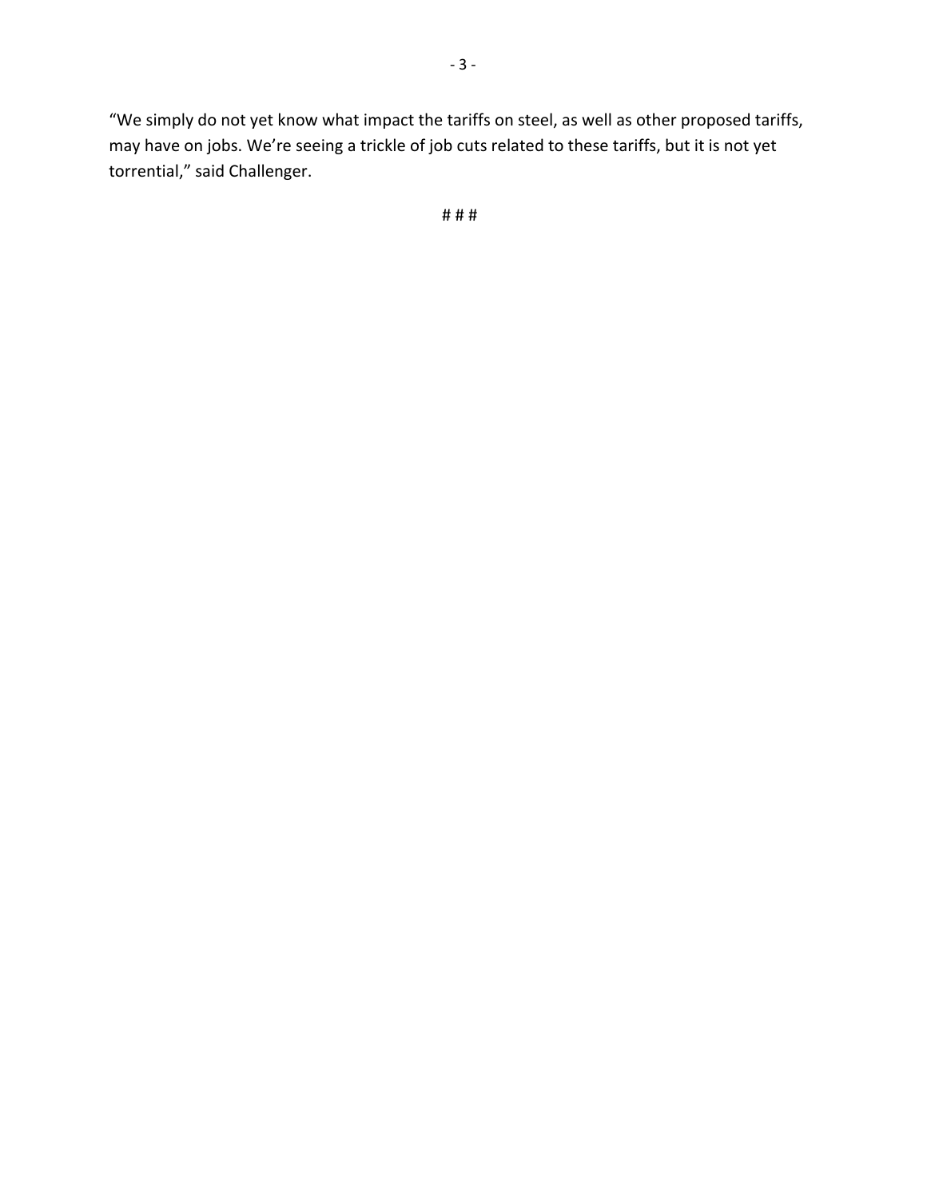"We simply do not yet know what impact the tariffs on steel, as well as other proposed tariffs, may have on jobs. We're seeing a trickle of job cuts related to these tariffs, but it is not yet torrential," said Challenger.

# # #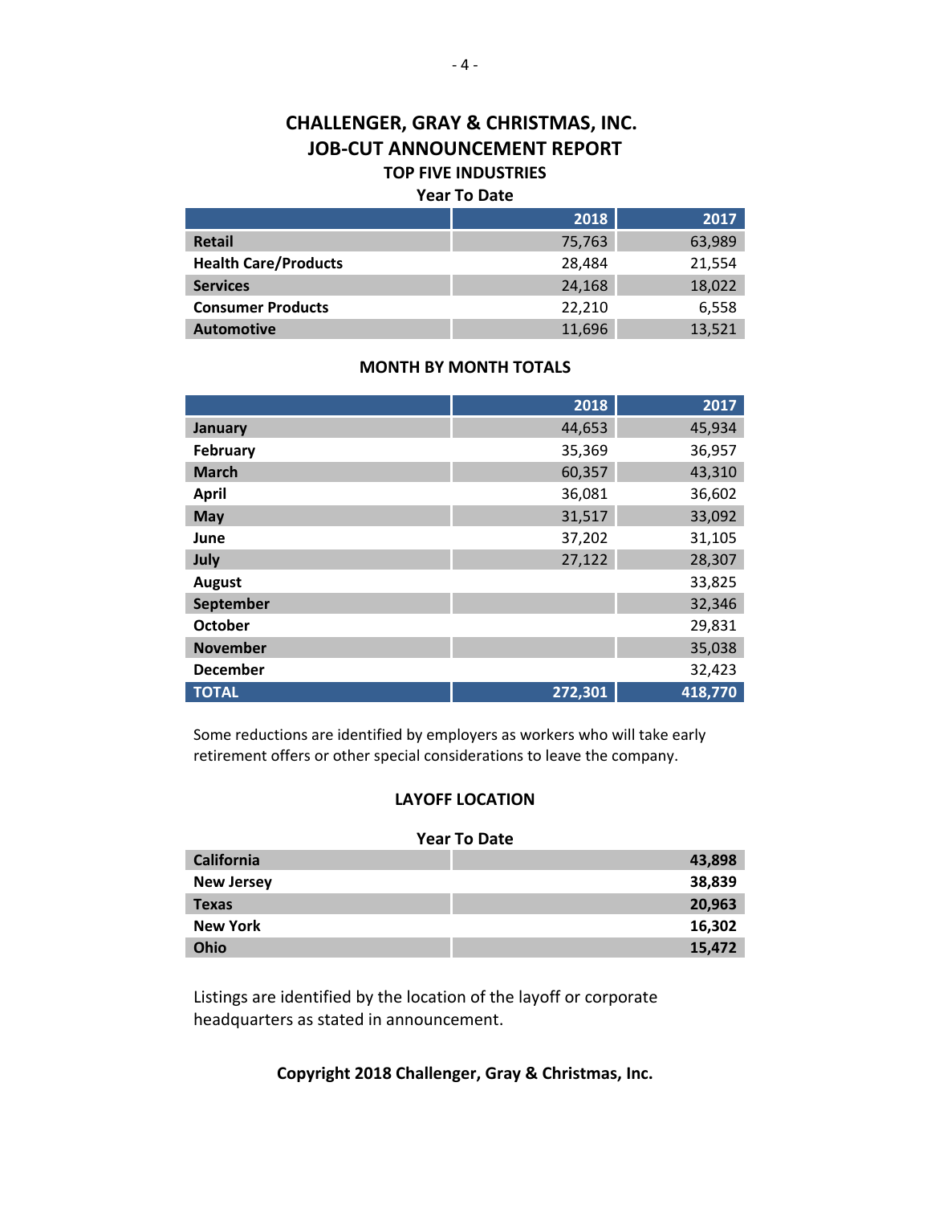# CHALLENGER, GRAY & CHRISTMAS, INC.
# JOB-CUT ANNOUNCEMENT REPORT

### TOP FIVE INDUSTRIES

**Year To Date**

| | 2018 | 2017 |
|---|---|---|
| **Retail** | 75,763 | 63,989 |
| **Health Care/Products** | 28,484 | 21,554 |
| **Services** | 24,168 | 18,022 |
| **Consumer Products** | 22,210 | 6,558 |
| **Automotive** | 11,696 | 13,521 |

### MONTH BY MONTH TOTALS

| | 2018 | 2017 |
|---|---|---|
| **January** | 44,653 | 45,934 |
| **February** | 35,369 | 36,957 |
| **March** | 60,357 | 43,310 |
| **April** | 36,081 | 36,602 |
| **May** | 31,517 | 33,092 |
| **June** | 37,202 | 31,105 |
| **July** | 27,122 | 28,307 |
| **August** | | 33,825 |
| **September** | | 32,346 |
| **October** | | 29,831 |
| **November** | | 35,038 |
| **December** | | 32,423 |
| **TOTAL** | **272,301** | **418,770** |

Some reductions are identified by employers as workers who will take early retirement offers or other special considerations to leave the company.

### LAYOFF LOCATION

**Year To Date**

| | |
|---|---|
| **California** | **43,898** |
| **New Jersey** | **38,839** |
| **Texas** | **20,963** |
| **New York** | **16,302** |
| **Ohio** | **15,472** |

Listings are identified by the location of the layoff or corporate headquarters as stated in announcement.

**Copyright 2018 Challenger, Gray & Christmas, Inc.**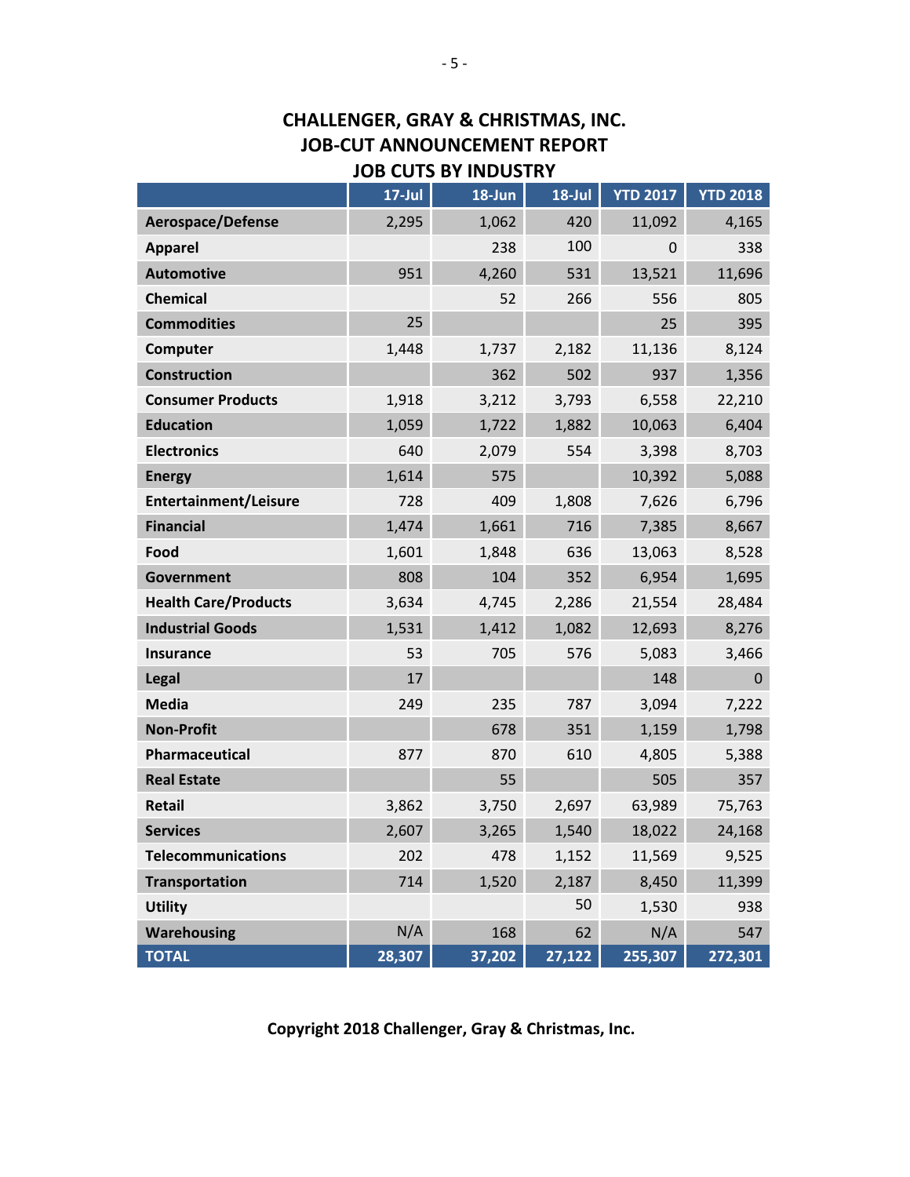# CHALLENGER, GRAY & CHRISTMAS, INC.
## JOB-CUT ANNOUNCEMENT REPORT
### JOB CUTS BY INDUSTRY

| | 17-Jul | 18-Jun | 18-Jul | YTD 2017 | YTD 2018 |
|---|---|---|---|---|---|
| Aerospace/Defense | 2,295 | 1,062 | 420 | 11,092 | 4,165 |
| Apparel | | 238 | 100 | 0 | 338 |
| Automotive | 951 | 4,260 | 531 | 13,521 | 11,696 |
| Chemical | | 52 | 266 | 556 | 805 |
| Commodities | 25 | | | 25 | 395 |
| Computer | 1,448 | 1,737 | 2,182 | 11,136 | 8,124 |
| Construction | | 362 | 502 | 937 | 1,356 |
| Consumer Products | 1,918 | 3,212 | 3,793 | 6,558 | 22,210 |
| Education | 1,059 | 1,722 | 1,882 | 10,063 | 6,404 |
| Electronics | 640 | 2,079 | 554 | 3,398 | 8,703 |
| Energy | 1,614 | 575 | | 10,392 | 5,088 |
| Entertainment/Leisure | 728 | 409 | 1,808 | 7,626 | 6,796 |
| Financial | 1,474 | 1,661 | 716 | 7,385 | 8,667 |
| Food | 1,601 | 1,848 | 636 | 13,063 | 8,528 |
| Government | 808 | 104 | 352 | 6,954 | 1,695 |
| Health Care/Products | 3,634 | 4,745 | 2,286 | 21,554 | 28,484 |
| Industrial Goods | 1,531 | 1,412 | 1,082 | 12,693 | 8,276 |
| Insurance | 53 | 705 | 576 | 5,083 | 3,466 |
| Legal | 17 | | | 148 | 0 |
| Media | 249 | 235 | 787 | 3,094 | 7,222 |
| Non-Profit | | 678 | 351 | 1,159 | 1,798 |
| Pharmaceutical | 877 | 870 | 610 | 4,805 | 5,388 |
| Real Estate | | 55 | | 505 | 357 |
| Retail | 3,862 | 3,750 | 2,697 | 63,989 | 75,763 |
| Services | 2,607 | 3,265 | 1,540 | 18,022 | 24,168 |
| Telecommunications | 202 | 478 | 1,152 | 11,569 | 9,525 |
| Transportation | 714 | 1,520 | 2,187 | 8,450 | 11,399 |
| Utility | | | 50 | 1,530 | 938 |
| Warehousing | N/A | 168 | 62 | N/A | 547 |
| **TOTAL** | **28,307** | **37,202** | **27,122** | **255,307** | **272,301** |

**Copyright 2018 Challenger, Gray & Christmas, Inc.**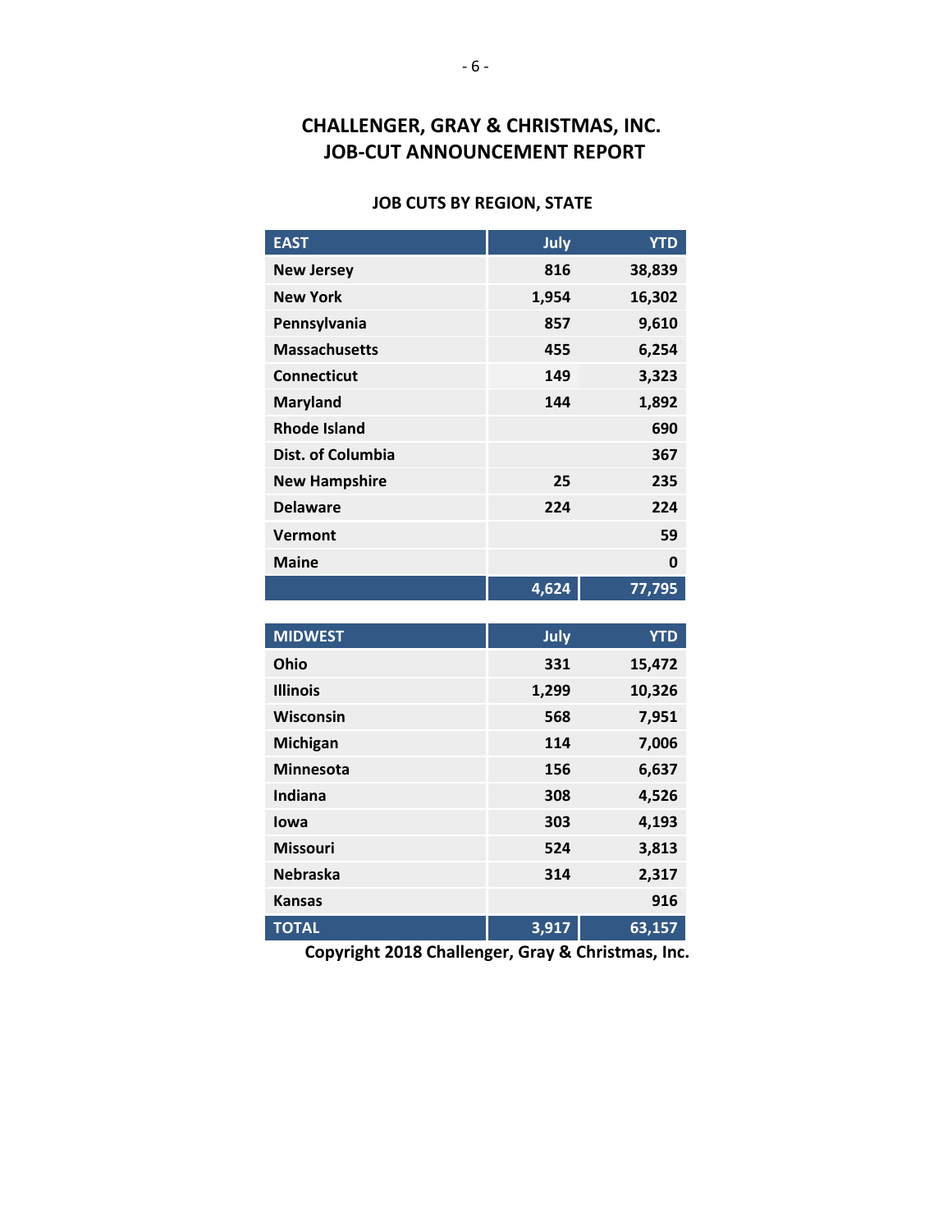## CHALLENGER, GRAY & CHRISTMAS, INC.
## JOB-CUT ANNOUNCEMENT REPORT

### JOB CUTS BY REGION, STATE

| EAST | July | YTD |
|---|---|---|
| New Jersey | 816 | 38,839 |
| New York | 1,954 | 16,302 |
| Pennsylvania | 857 | 9,610 |
| Massachusetts | 455 | 6,254 |
| Connecticut | 149 | 3,323 |
| Maryland | 144 | 1,892 |
| Rhode Island | | 690 |
| Dist. of Columbia | | 367 |
| New Hampshire | 25 | 235 |
| Delaware | 224 | 224 |
| Vermont | | 59 |
| Maine | | 0 |
| | 4,624 | 77,795 |

| MIDWEST | July | YTD |
|---|---|---|
| Ohio | 331 | 15,472 |
| Illinois | 1,299 | 10,326 |
| Wisconsin | 568 | 7,951 |
| Michigan | 114 | 7,006 |
| Minnesota | 156 | 6,637 |
| Indiana | 308 | 4,526 |
| Iowa | 303 | 4,193 |
| Missouri | 524 | 3,813 |
| Nebraska | 314 | 2,317 |
| Kansas | | 916 |
| TOTAL | 3,917 | 63,157 |

**Copyright 2018 Challenger, Gray & Christmas, Inc.**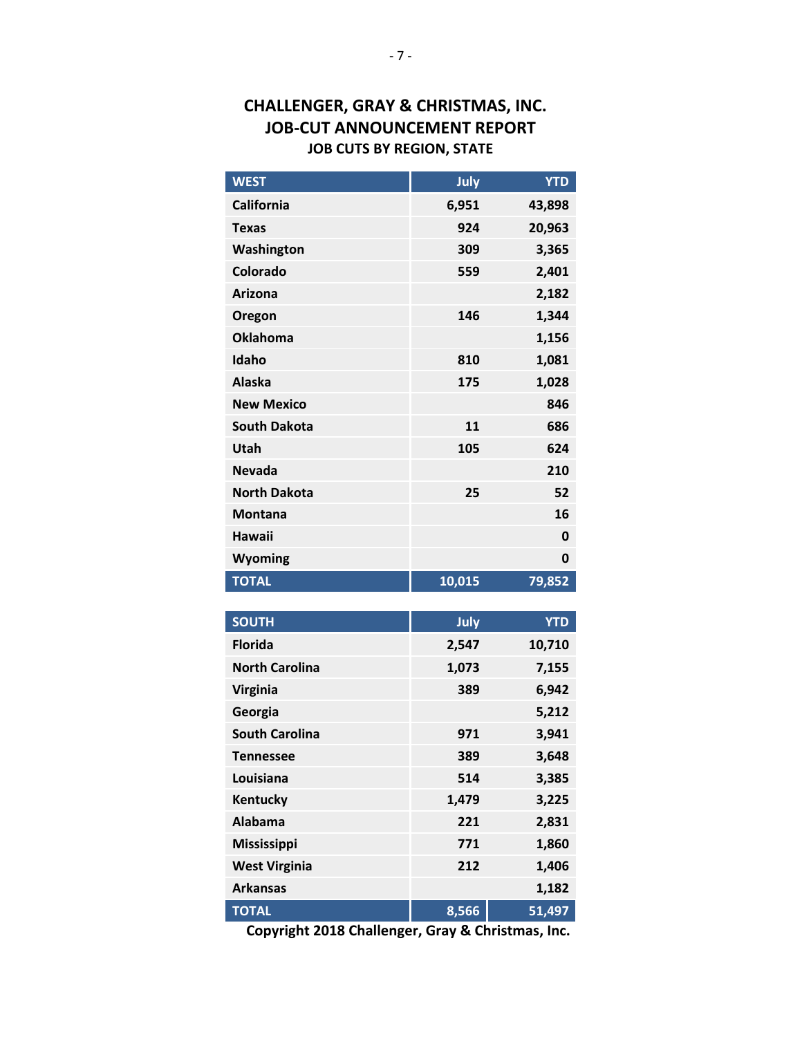# CHALLENGER, GRAY & CHRISTMAS, INC.
## JOB-CUT ANNOUNCEMENT REPORT
### JOB CUTS BY REGION, STATE

| WEST | July | YTD |
|---|---|---|
| California | 6,951 | 43,898 |
| Texas | 924 | 20,963 |
| Washington | 309 | 3,365 |
| Colorado | 559 | 2,401 |
| Arizona | | 2,182 |
| Oregon | 146 | 1,344 |
| Oklahoma | | 1,156 |
| Idaho | 810 | 1,081 |
| Alaska | 175 | 1,028 |
| New Mexico | | 846 |
| South Dakota | 11 | 686 |
| Utah | 105 | 624 |
| Nevada | | 210 |
| North Dakota | 25 | 52 |
| Montana | | 16 |
| Hawaii | | 0 |
| Wyoming | | 0 |
| TOTAL | 10,015 | 79,852 |

| SOUTH | July | YTD |
|---|---|---|
| Florida | 2,547 | 10,710 |
| North Carolina | 1,073 | 7,155 |
| Virginia | 389 | 6,942 |
| Georgia | | 5,212 |
| South Carolina | 971 | 3,941 |
| Tennessee | 389 | 3,648 |
| Louisiana | 514 | 3,385 |
| Kentucky | 1,479 | 3,225 |
| Alabama | 221 | 2,831 |
| Mississippi | 771 | 1,860 |
| West Virginia | 212 | 1,406 |
| Arkansas | | 1,182 |
| TOTAL | 8,566 | 51,497 |

**Copyright 2018 Challenger, Gray & Christmas, Inc.**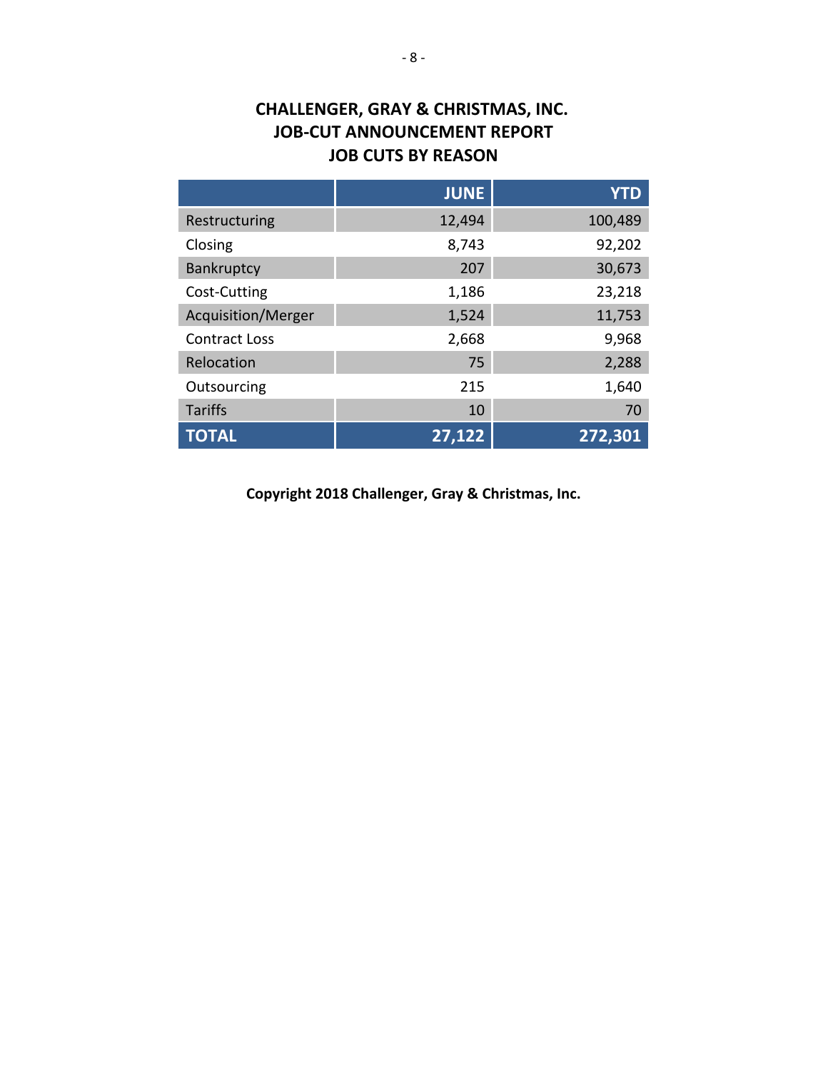# CHALLENGER, GRAY & CHRISTMAS, INC.
## JOB-CUT ANNOUNCEMENT REPORT
## JOB CUTS BY REASON

| | JUNE | YTD |
|---|---:|---:|
| Restructuring | 12,494 | 100,489 |
| Closing | 8,743 | 92,202 |
| Bankruptcy | 207 | 30,673 |
| Cost-Cutting | 1,186 | 23,218 |
| Acquisition/Merger | 1,524 | 11,753 |
| Contract Loss | 2,668 | 9,968 |
| Relocation | 75 | 2,288 |
| Outsourcing | 215 | 1,640 |
| Tariffs | 10 | 70 |
| **TOTAL** | **27,122** | **272,301** |

**Copyright 2018 Challenger, Gray & Christmas, Inc.**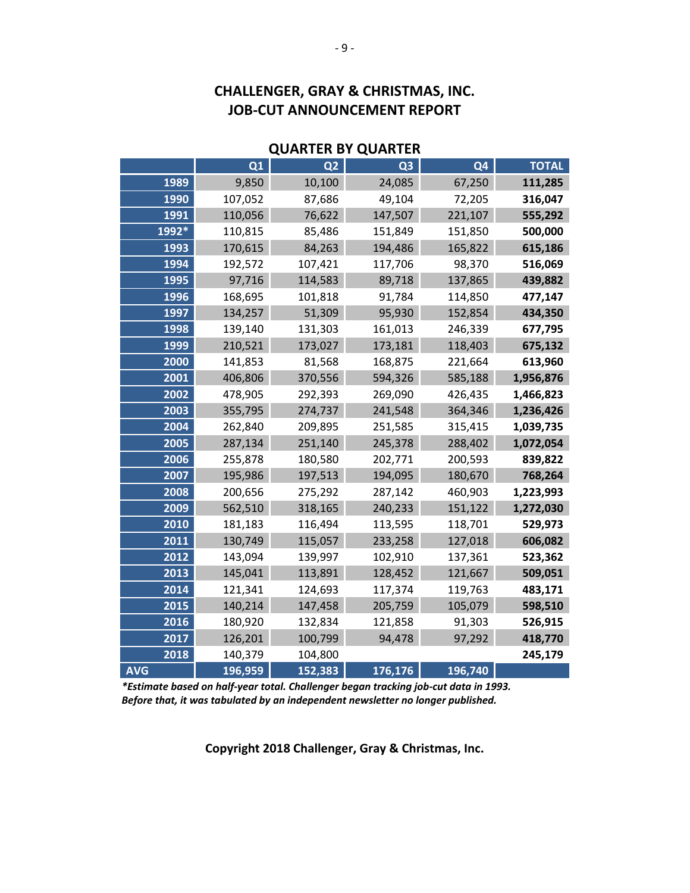# CHALLENGER, GRAY & CHRISTMAS, INC.
# JOB-CUT ANNOUNCEMENT REPORT

## QUARTER BY QUARTER

| | Q1 | Q2 | Q3 | Q4 | TOTAL |
|---|---|---|---|---|---|
| 1989 | 9,850 | 10,100 | 24,085 | 67,250 | **111,285** |
| 1990 | 107,052 | 87,686 | 49,104 | 72,205 | **316,047** |
| 1991 | 110,056 | 76,622 | 147,507 | 221,107 | **555,292** |
| 1992* | 110,815 | 85,486 | 151,849 | 151,850 | **500,000** |
| 1993 | 170,615 | 84,263 | 194,486 | 165,822 | **615,186** |
| 1994 | 192,572 | 107,421 | 117,706 | 98,370 | **516,069** |
| 1995 | 97,716 | 114,583 | 89,718 | 137,865 | **439,882** |
| 1996 | 168,695 | 101,818 | 91,784 | 114,850 | **477,147** |
| 1997 | 134,257 | 51,309 | 95,930 | 152,854 | **434,350** |
| 1998 | 139,140 | 131,303 | 161,013 | 246,339 | **677,795** |
| 1999 | 210,521 | 173,027 | 173,181 | 118,403 | **675,132** |
| 2000 | 141,853 | 81,568 | 168,875 | 221,664 | **613,960** |
| 2001 | 406,806 | 370,556 | 594,326 | 585,188 | **1,956,876** |
| 2002 | 478,905 | 292,393 | 269,090 | 426,435 | **1,466,823** |
| 2003 | 355,795 | 274,737 | 241,548 | 364,346 | **1,236,426** |
| 2004 | 262,840 | 209,895 | 251,585 | 315,415 | **1,039,735** |
| 2005 | 287,134 | 251,140 | 245,378 | 288,402 | **1,072,054** |
| 2006 | 255,878 | 180,580 | 202,771 | 200,593 | **839,822** |
| 2007 | 195,986 | 197,513 | 194,095 | 180,670 | **768,264** |
| 2008 | 200,656 | 275,292 | 287,142 | 460,903 | **1,223,993** |
| 2009 | 562,510 | 318,165 | 240,233 | 151,122 | **1,272,030** |
| 2010 | 181,183 | 116,494 | 113,595 | 118,701 | **529,973** |
| 2011 | 130,749 | 115,057 | 233,258 | 127,018 | **606,082** |
| 2012 | 143,094 | 139,997 | 102,910 | 137,361 | **523,362** |
| 2013 | 145,041 | 113,891 | 128,452 | 121,667 | **509,051** |
| 2014 | 121,341 | 124,693 | 117,374 | 119,763 | **483,171** |
| 2015 | 140,214 | 147,458 | 205,759 | 105,079 | **598,510** |
| 2016 | 180,920 | 132,834 | 121,858 | 91,303 | **526,915** |
| 2017 | 126,201 | 100,799 | 94,478 | 97,292 | **418,770** |
| 2018 | 140,379 | 104,800 | | | **245,179** |
| AVG | 196,959 | 152,383 | 176,176 | 196,740 | |

***Estimate based on half-year total. Challenger began tracking job-cut data in 1993. Before that, it was tabulated by an independent newsletter no longer published.***

**Copyright 2018 Challenger, Gray & Christmas, Inc.**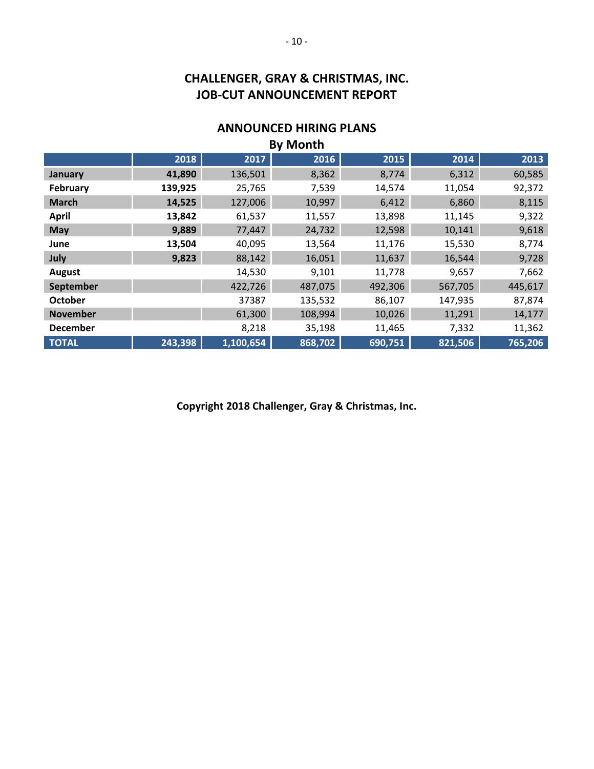# CHALLENGER, GRAY & CHRISTMAS, INC.
# JOB-CUT ANNOUNCEMENT REPORT

## ANNOUNCED HIRING PLANS
### By Month

| | 2018 | 2017 | 2016 | 2015 | 2014 | 2013 |
|---|---|---|---|---|---|---|
| **January** | **41,890** | 136,501 | 8,362 | 8,774 | 6,312 | 60,585 |
| **February** | **139,925** | 25,765 | 7,539 | 14,574 | 11,054 | 92,372 |
| **March** | **14,525** | 127,006 | 10,997 | 6,412 | 6,860 | 8,115 |
| **April** | **13,842** | 61,537 | 11,557 | 13,898 | 11,145 | 9,322 |
| **May** | **9,889** | 77,447 | 24,732 | 12,598 | 10,141 | 9,618 |
| **June** | **13,504** | 40,095 | 13,564 | 11,176 | 15,530 | 8,774 |
| **July** | **9,823** | 88,142 | 16,051 | 11,637 | 16,544 | 9,728 |
| **August** | | 14,530 | 9,101 | 11,778 | 9,657 | 7,662 |
| **September** | | 422,726 | 487,075 | 492,306 | 567,705 | 445,617 |
| **October** | | 37387 | 135,532 | 86,107 | 147,935 | 87,874 |
| **November** | | 61,300 | 108,994 | 10,026 | 11,291 | 14,177 |
| **December** | | 8,218 | 35,198 | 11,465 | 7,332 | 11,362 |
| **TOTAL** | **243,398** | **1,100,654** | **868,702** | **690,751** | **821,506** | **765,206** |

**Copyright 2018 Challenger, Gray & Christmas, Inc.**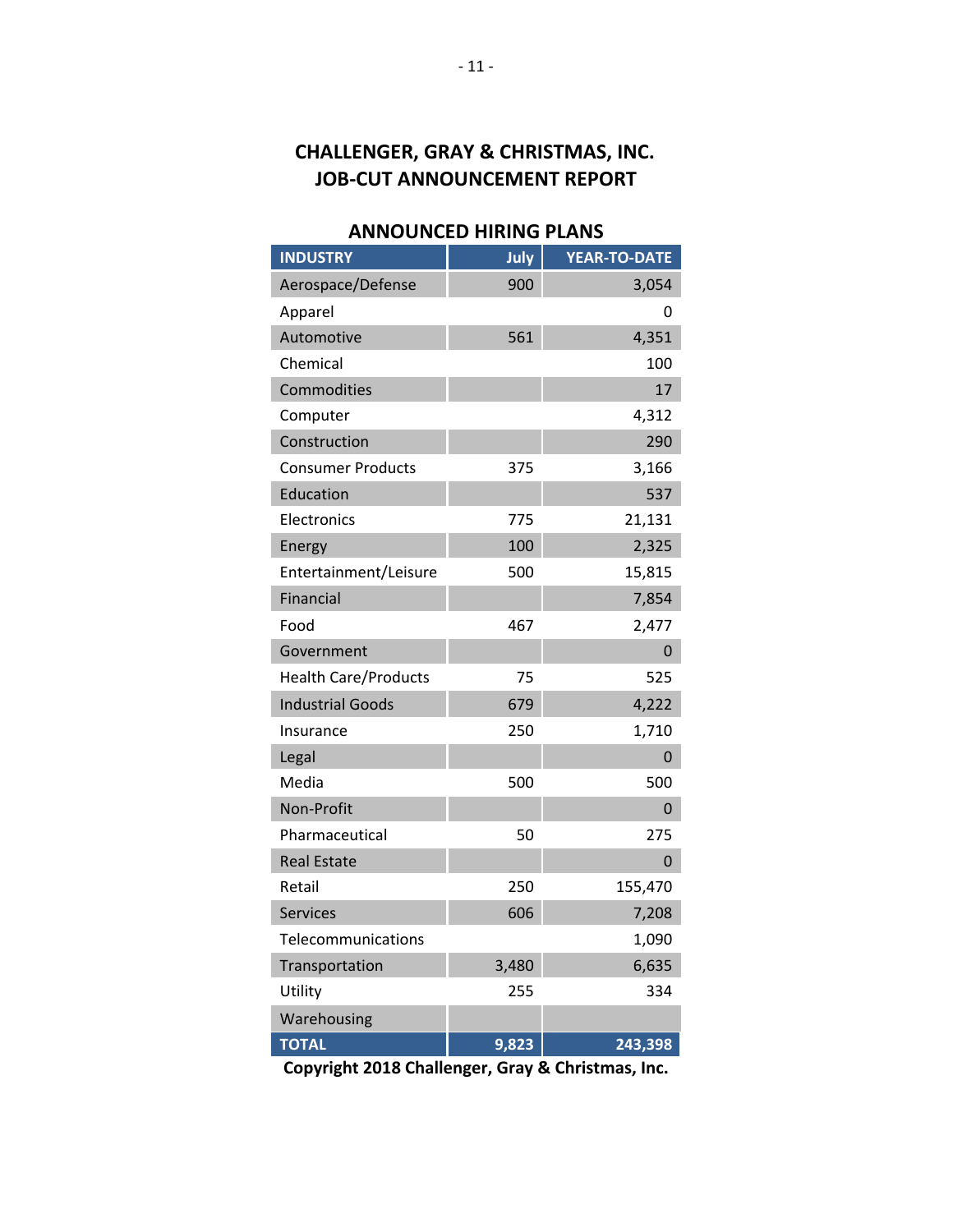# CHALLENGER, GRAY & CHRISTMAS, INC.
# JOB-CUT ANNOUNCEMENT REPORT

## ANNOUNCED HIRING PLANS

| INDUSTRY | July | YEAR-TO-DATE |
|---|---:|---:|
| Aerospace/Defense | 900 | 3,054 |
| Apparel | | 0 |
| Automotive | 561 | 4,351 |
| Chemical | | 100 |
| Commodities | | 17 |
| Computer | | 4,312 |
| Construction | | 290 |
| Consumer Products | 375 | 3,166 |
| Education | | 537 |
| Electronics | 775 | 21,131 |
| Energy | 100 | 2,325 |
| Entertainment/Leisure | 500 | 15,815 |
| Financial | | 7,854 |
| Food | 467 | 2,477 |
| Government | | 0 |
| Health Care/Products | 75 | 525 |
| Industrial Goods | 679 | 4,222 |
| Insurance | 250 | 1,710 |
| Legal | | 0 |
| Media | 500 | 500 |
| Non-Profit | | 0 |
| Pharmaceutical | 50 | 275 |
| Real Estate | | 0 |
| Retail | 250 | 155,470 |
| Services | 606 | 7,208 |
| Telecommunications | | 1,090 |
| Transportation | 3,480 | 6,635 |
| Utility | 255 | 334 |
| Warehousing | | |
| **TOTAL** | **9,823** | **243,398** |

**Copyright 2018 Challenger, Gray & Christmas, Inc.**